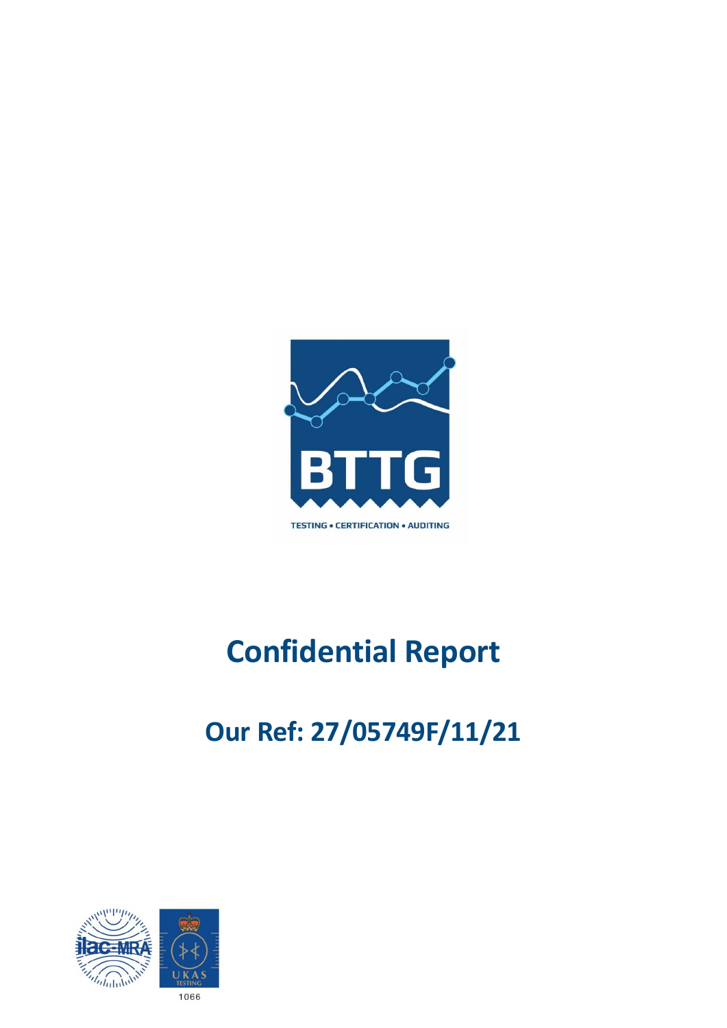BTTG

TESTING • CERTIFICATION • AUDITING

# Confidential Report

## Our Ref: 27/05749F/11/21

1066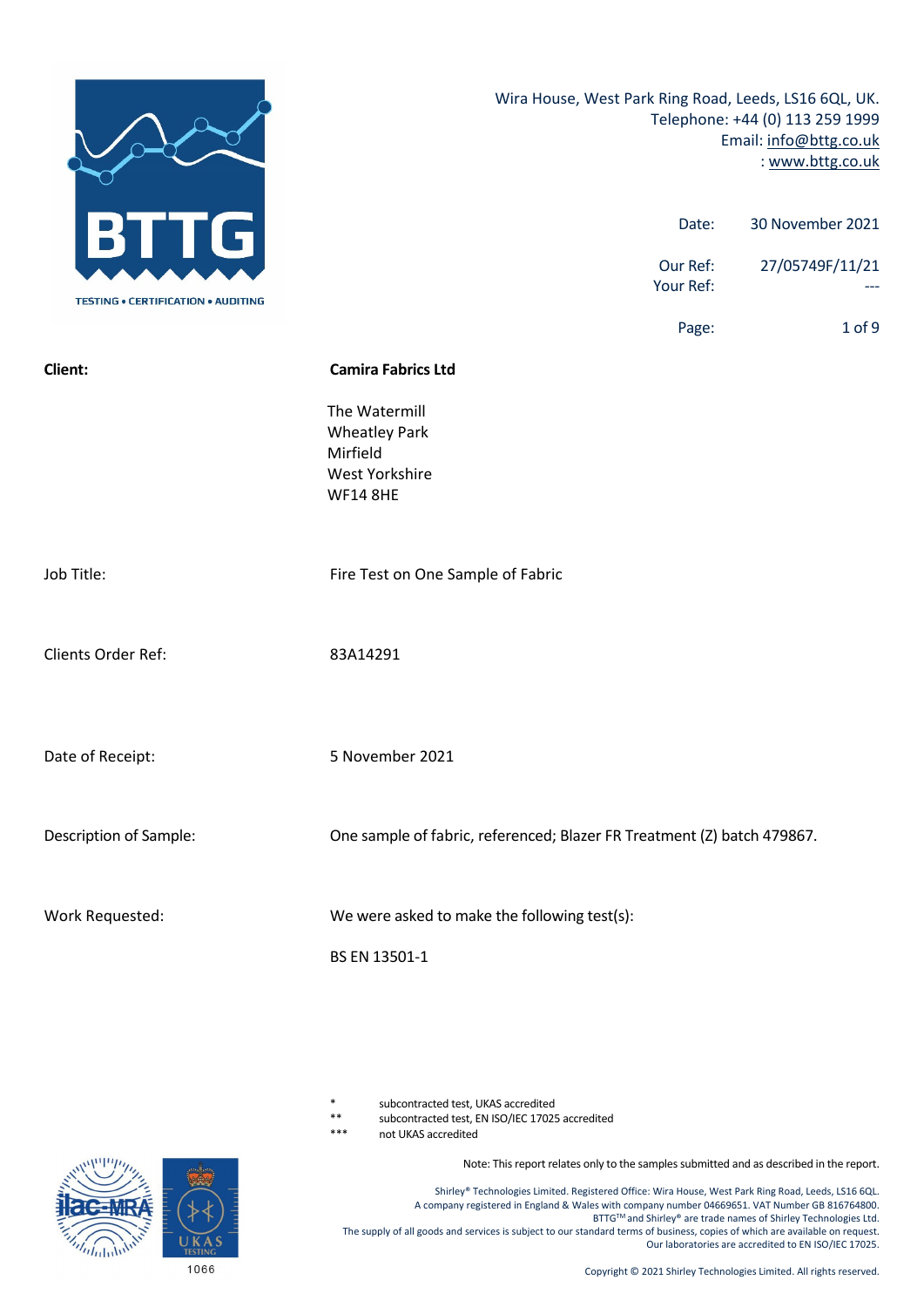Wira House, West Park Ring Road, Leeds, LS16 6QL, UK.
Telephone: +44 (0) 113 259 1999
Email: info@bttg.co.uk
: www.bttg.co.uk

| | |
|---|---|
| Date: | 30 November 2021 |
| Our Ref: | 27/05749F/11/21 |
| Your Ref: | --- |

| | |
|---|---|
| **Client:** | **Camira Fabrics Ltd**<br>The Watermill<br>Wheatley Park<br>Mirfield<br>West Yorkshire<br>WF14 8HE |
| Job Title: | Fire Test on One Sample of Fabric |
| Clients Order Ref: | 83A14291 |
| Date of Receipt: | 5 November 2021 |
| Description of Sample: | One sample of fabric, referenced; Blazer FR Treatment (Z) batch 479867. |
| Work Requested: | We were asked to make the following test(s):<br>BS EN 13501-1 |

\* subcontracted test, UKAS accredited
\*\* subcontracted test, EN ISO/IEC 17025 accredited
\*\*\* not UKAS accredited

Note: This report relates only to the samples submitted and as described in the report.

Shirley® Technologies Limited. Registered Office: Wira House, West Park Ring Road, Leeds, LS16 6QL.
A company registered in England & Wales with company number 04669651. VAT Number GB 816764800.
BTTG™ and Shirley® are trade names of Shirley Technologies Ltd.
The supply of all goods and services is subject to our standard terms of business, copies of which are available on request.
Our laboratories are accredited to EN ISO/IEC 17025.

1066

Copyright © 2021 Shirley Technologies Limited. All rights reserved.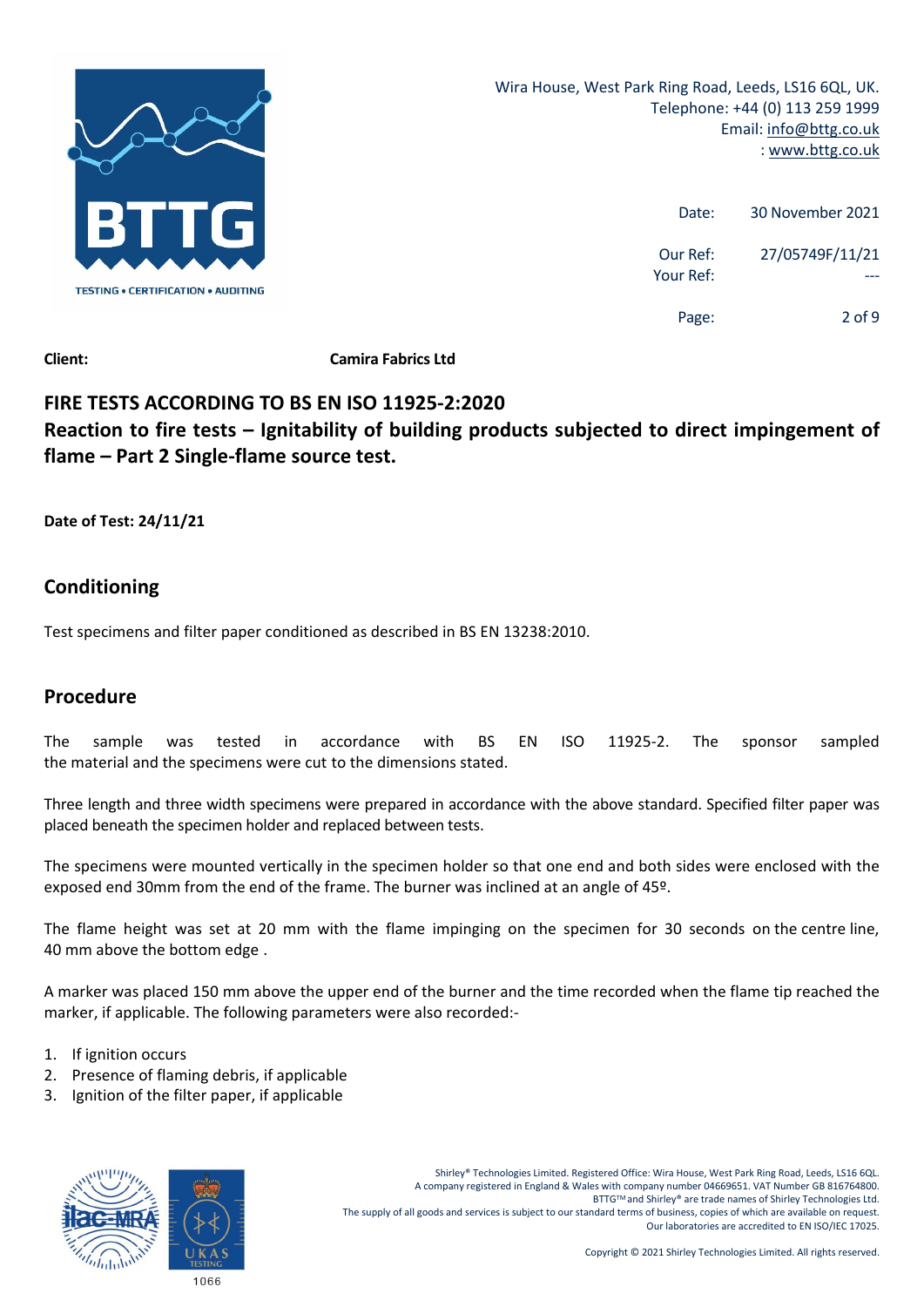Wira House, West Park Ring Road, Leeds, LS16 6QL, UK.
Telephone: +44 (0) 113 259 1999
Email: info@bttg.co.uk
: www.bttg.co.uk

Date: 30 November 2021

Our Ref: 27/05749F/11/21
Your Ref: ---

**Client:** **Camira Fabrics Ltd**

## FIRE TESTS ACCORDING TO BS EN ISO 11925-2:2020

## Reaction to fire tests – Ignitability of building products subjected to direct impingement of flame – Part 2 Single-flame source test.

**Date of Test: 24/11/21**

## Conditioning

Test specimens and filter paper conditioned as described in BS EN 13238:2010.

## Procedure

The sample was tested in accordance with BS EN ISO 11925-2. The sponsor sampled the material and the specimens were cut to the dimensions stated.

Three length and three width specimens were prepared in accordance with the above standard. Specified filter paper was placed beneath the specimen holder and replaced between tests.

The specimens were mounted vertically in the specimen holder so that one end and both sides were enclosed with the exposed end 30mm from the end of the frame. The burner was inclined at an angle of 45º.

The flame height was set at 20 mm with the flame impinging on the specimen for 30 seconds on the centre line, 40 mm above the bottom edge .

A marker was placed 150 mm above the upper end of the burner and the time recorded when the flame tip reached the marker, if applicable. The following parameters were also recorded:-

1. If ignition occurs
2. Presence of flaming debris, if applicable
3. Ignition of the filter paper, if applicable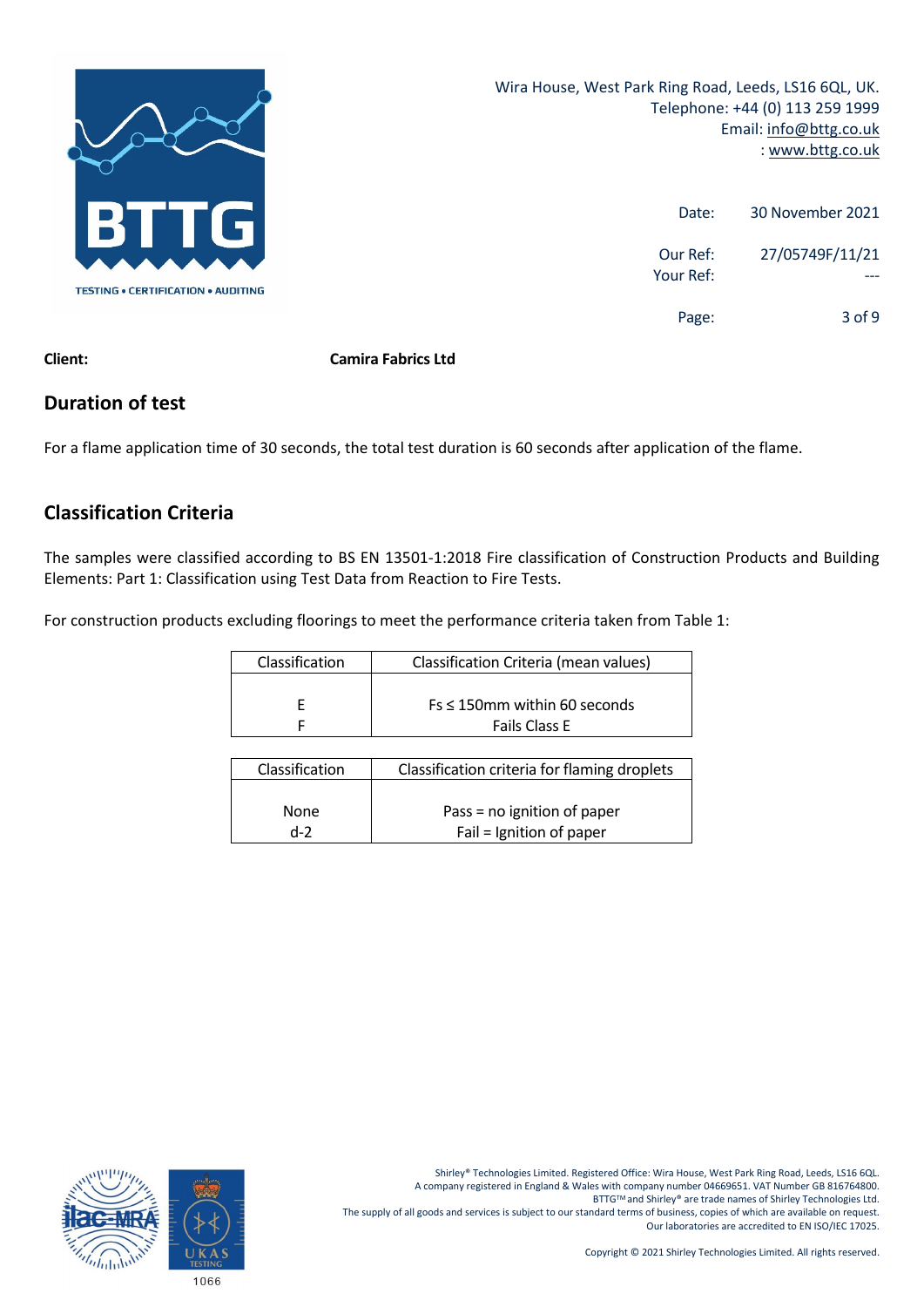**Client:** **Camira Fabrics Ltd**

## Duration of test

For a flame application time of 30 seconds, the total test duration is 60 seconds after application of the flame.

## Classification Criteria

The samples were classified according to BS EN 13501-1:2018 Fire classification of Construction Products and Building Elements: Part 1: Classification using Test Data from Reaction to Fire Tests.

For construction products excluding floorings to meet the performance criteria taken from Table 1:

| Classification | Classification Criteria (mean values) |
|---|---|
| E | Fs ≤ 150mm within 60 seconds |
| F | Fails Class E |

| Classification | Classification criteria for flaming droplets |
|---|---|
| None | Pass = no ignition of paper |
| d-2 | Fail = Ignition of paper |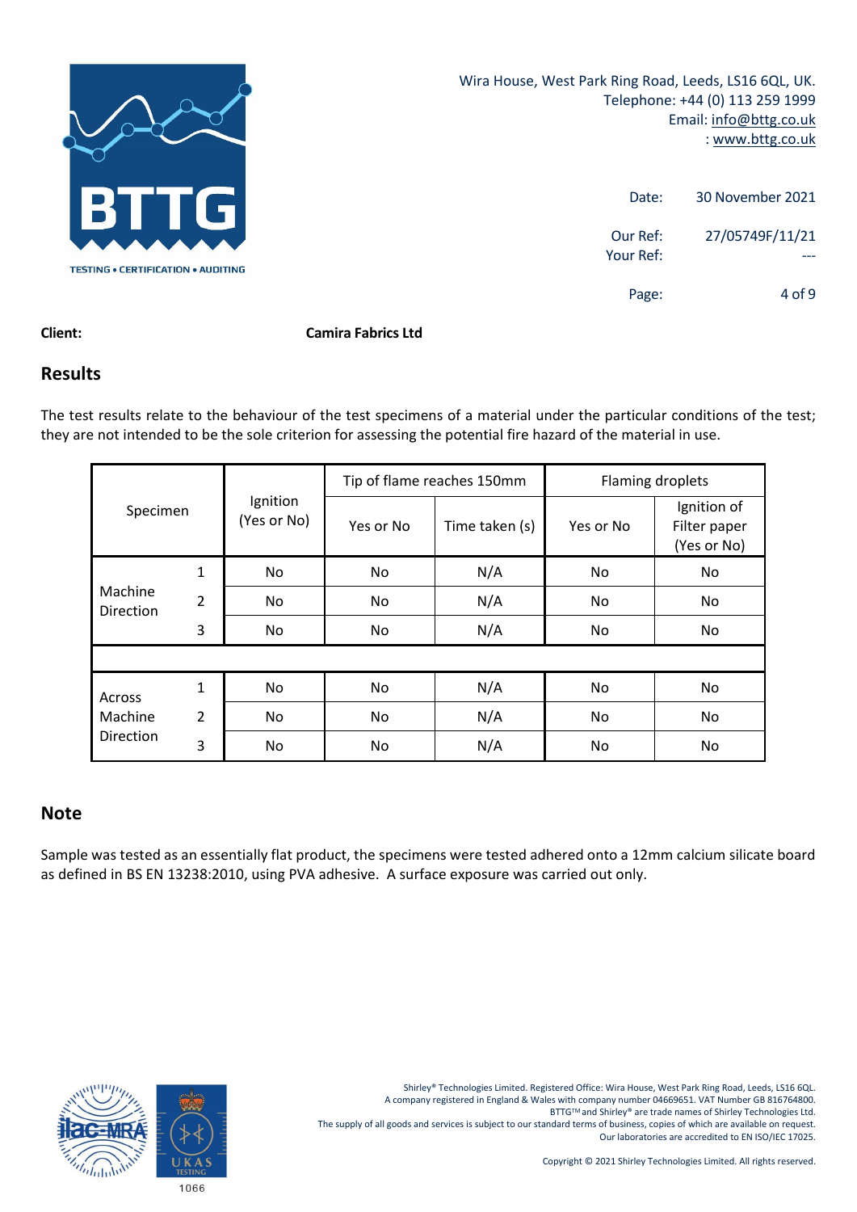Wira House, West Park Ring Road, Leeds, LS16 6QL, UK.
Telephone: +44 (0) 113 259 1999
Email: info@bttg.co.uk
: www.bttg.co.uk

Date: 30 November 2021

Our Ref: 27/05749F/11/21
Your Ref: ---

**Client:** **Camira Fabrics Ltd**

## Results

The test results relate to the behaviour of the test specimens of a material under the particular conditions of the test; they are not intended to be the sole criterion for assessing the potential fire hazard of the material in use.

| Specimen | | Ignition (Yes or No) | Tip of flame reaches 150mm | | Flaming droplets | |
|---|---|---|---|---|---|---|
| | | | Yes or No | Time taken (s) | Yes or No | Ignition of Filter paper (Yes or No) |
| Machine Direction | 1 | No | No | N/A | No | No |
| | 2 | No | No | N/A | No | No |
| | 3 | No | No | N/A | No | No |
| | | | | | | |
| Across Machine Direction | 1 | No | No | N/A | No | No |
| | 2 | No | No | N/A | No | No |
| | 3 | No | No | N/A | No | No |

## Note

Sample was tested as an essentially flat product, the specimens were tested adhered onto a 12mm calcium silicate board as defined in BS EN 13238:2010, using PVA adhesive. A surface exposure was carried out only.

Shirley® Technologies Limited. Registered Office: Wira House, West Park Ring Road, Leeds, LS16 6QL.
A company registered in England & Wales with company number 04669651. VAT Number GB 816764800.
BTTG™ and Shirley® are trade names of Shirley Technologies Ltd.
The supply of all goods and services is subject to our standard terms of business, copies of which are available on request.
Our laboratories are accredited to EN ISO/IEC 17025.

Copyright © 2021 Shirley Technologies Limited. All rights reserved.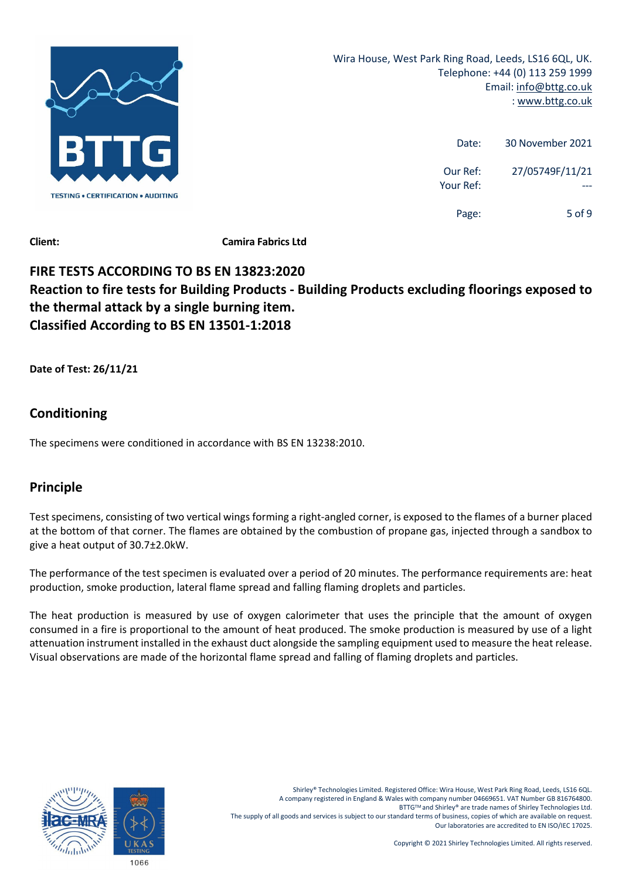**Client:** **Camira Fabrics Ltd**

## FIRE TESTS ACCORDING TO BS EN 13823:2020
## Reaction to fire tests for Building Products - Building Products excluding floorings exposed to the thermal attack by a single burning item.
## Classified According to BS EN 13501-1:2018

**Date of Test: 26/11/21**

## Conditioning

The specimens were conditioned in accordance with BS EN 13238:2010.

## Principle

Test specimens, consisting of two vertical wings forming a right-angled corner, is exposed to the flames of a burner placed at the bottom of that corner. The flames are obtained by the combustion of propane gas, injected through a sandbox to give a heat output of 30.7±2.0kW.

The performance of the test specimen is evaluated over a period of 20 minutes. The performance requirements are: heat production, smoke production, lateral flame spread and falling flaming droplets and particles.

The heat production is measured by use of oxygen calorimeter that uses the principle that the amount of oxygen consumed in a fire is proportional to the amount of heat produced. The smoke production is measured by use of a light attenuation instrument installed in the exhaust duct alongside the sampling equipment used to measure the heat release. Visual observations are made of the horizontal flame spread and falling of flaming droplets and particles.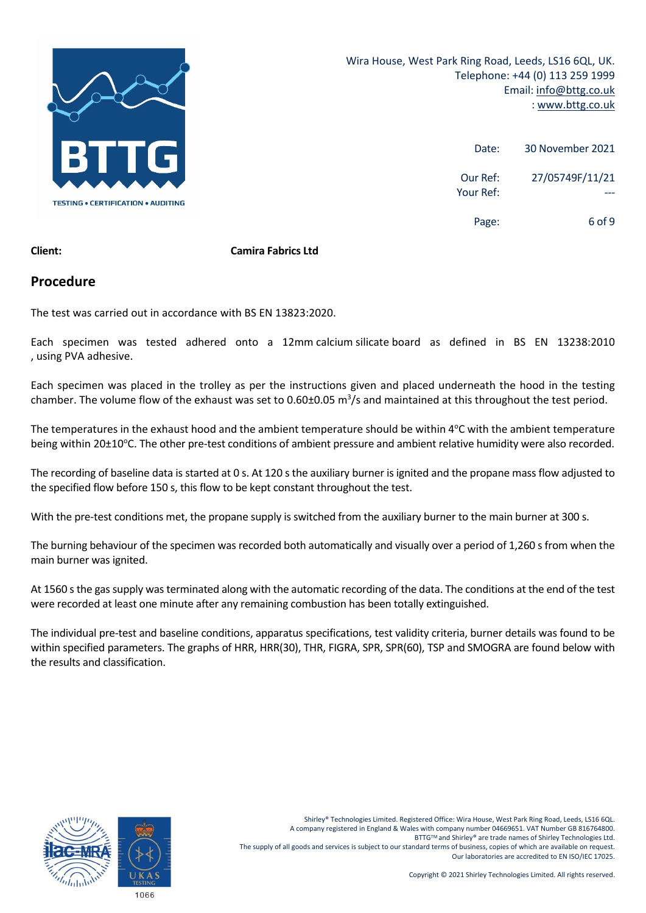**Client:** **Camira Fabrics Ltd**

## Procedure

The test was carried out in accordance with BS EN 13823:2020.

Each specimen was tested adhered onto a 12mm calcium silicate board as defined in BS EN 13238:2010 , using PVA adhesive.

Each specimen was placed in the trolley as per the instructions given and placed underneath the hood in the testing chamber. The volume flow of the exhaust was set to 0.60±0.05 $m^3$/s and maintained at this throughout the test period.

The temperatures in the exhaust hood and the ambient temperature should be within 4°C with the ambient temperature being within 20±10°C. The other pre-test conditions of ambient pressure and ambient relative humidity were also recorded.

The recording of baseline data is started at 0 s. At 120 s the auxiliary burner is ignited and the propane mass flow adjusted to the specified flow before 150 s, this flow to be kept constant throughout the test.

With the pre-test conditions met, the propane supply is switched from the auxiliary burner to the main burner at 300 s.

The burning behaviour of the specimen was recorded both automatically and visually over a period of 1,260 s from when the main burner was ignited.

At 1560 s the gas supply was terminated along with the automatic recording of the data. The conditions at the end of the test were recorded at least one minute after any remaining combustion has been totally extinguished.

The individual pre-test and baseline conditions, apparatus specifications, test validity criteria, burner details was found to be within specified parameters. The graphs of HRR, HRR(30), THR, FIGRA, SPR, SPR(60), TSP and SMOGRA are found below with the results and classification.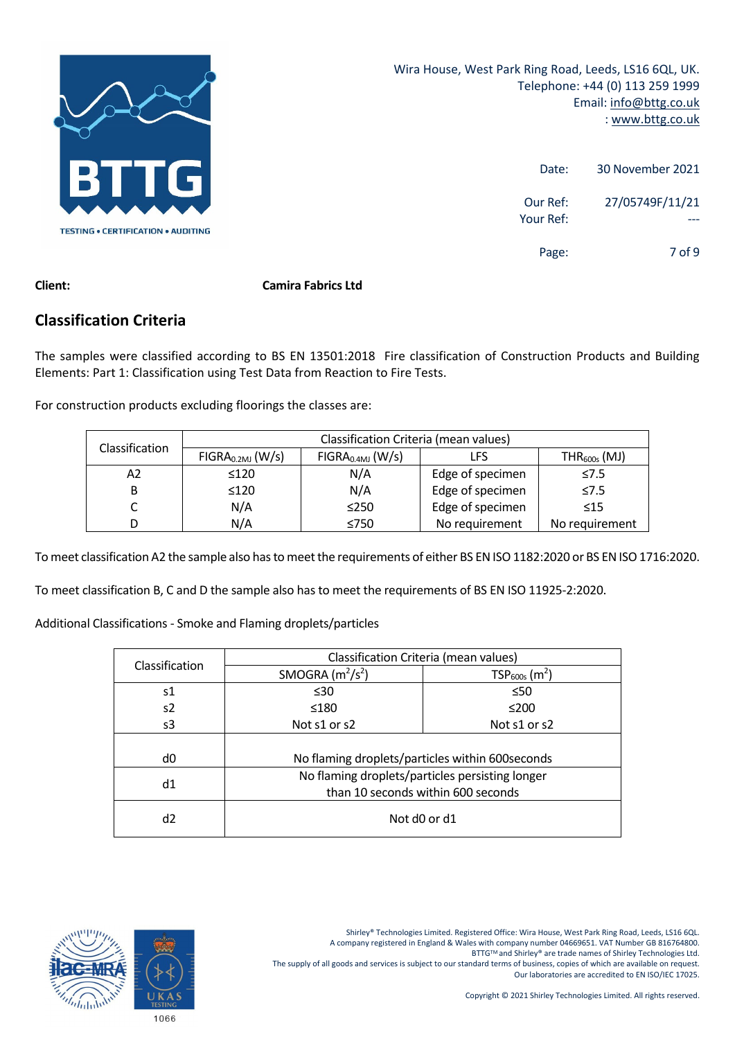Date: 30 November 2021

Our Ref: 27/05749F/11/21

Your Ref: ---

**Client:** **Camira Fabrics Ltd**

## Classification Criteria

The samples were classified according to BS EN 13501:2018 Fire classification of Construction Products and Building Elements: Part 1: Classification using Test Data from Reaction to Fire Tests.

For construction products excluding floorings the classes are:

| Classification | Classification Criteria (mean values) | | | |
|---|---|---|---|---|
| | $FIGRA_{0.2MJ}$ (W/s) | $FIGRA_{0.4MJ}$ (W/s) | LFS | $THR_{600s}$ (MJ) |
| A2 | ≤120 | N/A | Edge of specimen | ≤7.5 |
| B | ≤120 | N/A | Edge of specimen | ≤7.5 |
| C | N/A | ≤250 | Edge of specimen | ≤15 |
| D | N/A | ≤750 | No requirement | No requirement |

To meet classification A2 the sample also has to meet the requirements of either BS EN ISO 1182:2020 or BS EN ISO 1716:2020.

To meet classification B, C and D the sample also has to meet the requirements of BS EN ISO 11925-2:2020.

Additional Classifications - Smoke and Flaming droplets/particles

| Classification | Classification Criteria (mean values) | |
|---|---|---|
| | SMOGRA ($m^2/s^2$) | $TSP_{600s}$ ($m^2$) |
| s1 | ≤30 | ≤50 |
| s2 | ≤180 | ≤200 |
| s3 | Not s1 or s2 | Not s1 or s2 |
| d0 | No flaming droplets/particles within 600seconds | |
| d1 | No flaming droplets/particles persisting longer than 10 seconds within 600 seconds | |
| d2 | Not d0 or d1 | |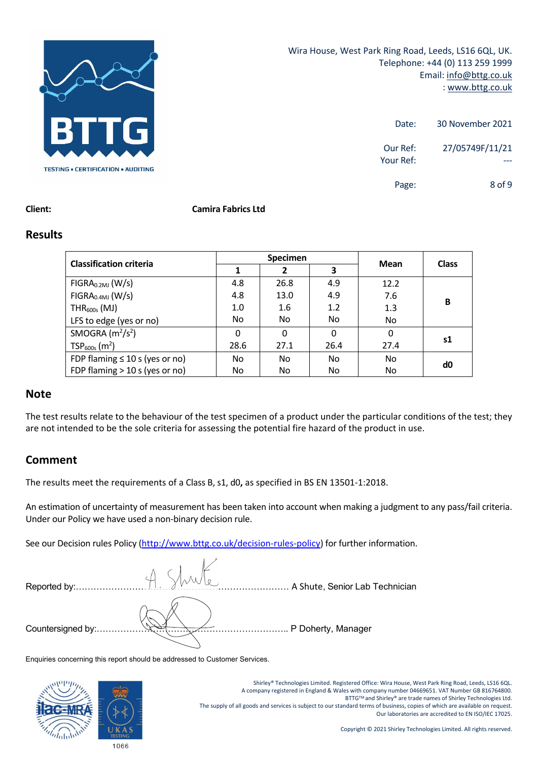Wira House, West Park Ring Road, Leeds, LS16 6QL, UK.
Telephone: +44 (0) 113 259 1999
Email: info@bttg.co.uk
: www.bttg.co.uk

Date: 30 November 2021

Our Ref: 27/05749F/11/21
Your Ref: ---

**Client:** **Camira Fabrics Ltd**

## Results

| Classification criteria | Specimen | | | Mean | Class |
|---|---|---|---|---|---|
| | 1 | 2 | 3 | | |
| $FIGRA_{0.2MJ}$ (W/s) | 4.8 | 26.8 | 4.9 | 12.2 | B |
| $FIGRA_{0.4MJ}$ (W/s) | 4.8 | 13.0 | 4.9 | 7.6 | |
| $THR_{600s}$ (MJ) | 1.0 | 1.6 | 1.2 | 1.3 | |
| LFS to edge (yes or no) | No | No | No | No | |
| SMOGRA ($m^2/s^2$) | 0 | 0 | 0 | 0 | s1 |
| $TSP_{600s}$ ($m^2$) | 28.6 | 27.1 | 26.4 | 27.4 | |
| FDP flaming ≤ 10 s (yes or no) | No | No | No | No | d0 |
| FDP flaming > 10 s (yes or no) | No | No | No | No | |

## Note

The test results relate to the behaviour of the test specimen of a product under the particular conditions of the test; they are not intended to be the sole criteria for assessing the potential fire hazard of the product in use.

## Comment

The results meet the requirements of a Class B, s1, d0**,** as specified in BS EN 13501-1:2018.

An estimation of uncertainty of measurement has been taken into account when making a judgment to any pass/fail criteria. Under our Policy we have used a non-binary decision rule.

See our Decision rules Policy (http://www.bttg.co.uk/decision-rules-policy) for further information.

Reported by:............................................................ A Shute, Senior Lab Technician

Countersigned by:...................................................... P Doherty, Manager

Enquiries concerning this report should be addressed to Customer Services.

Shirley® Technologies Limited. Registered Office: Wira House, West Park Ring Road, Leeds, LS16 6QL.
A company registered in England & Wales with company number 04669651. VAT Number GB 816764800.
BTTG™ and Shirley® are trade names of Shirley Technologies Ltd.
The supply of all goods and services is subject to our standard terms of business, copies of which are available on request.
Our laboratories are accredited to EN ISO/IEC 17025.

Copyright © 2021 Shirley Technologies Limited. All rights reserved.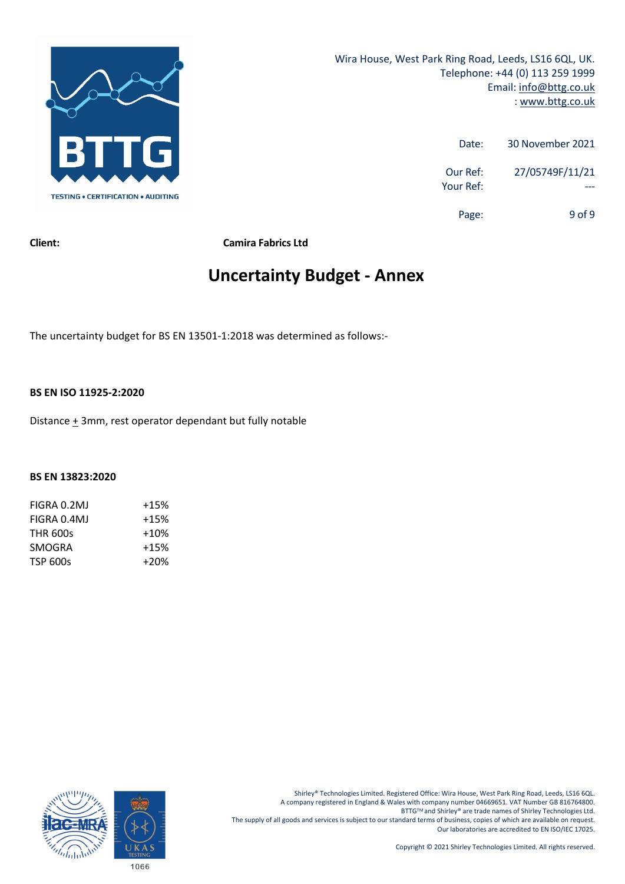Wira House, West Park Ring Road, Leeds, LS16 6QL, UK.
Telephone: +44 (0) 113 259 1999
Email: info@bttg.co.uk
: www.bttg.co.uk

Date: 30 November 2021

Our Ref: 27/05749F/11/21
Your Ref: ---

**Client:** **Camira Fabrics Ltd**

# Uncertainty Budget - Annex

The uncertainty budget for BS EN 13501-1:2018 was determined as follows:-

**BS EN ISO 11925-2:2020**

Distance ± 3mm, rest operator dependant but fully notable

**BS EN 13823:2020**

| | |
|---|---|
| FIGRA 0.2MJ | +15% |
| FIGRA 0.4MJ | +15% |
| THR 600s | +10% |
| SMOGRA | +15% |
| TSP 600s | +20% |

1066

Shirley® Technologies Limited. Registered Office: Wira House, West Park Ring Road, Leeds, LS16 6QL.
A company registered in England & Wales with company number 04669651. VAT Number GB 816764800.
BTTG™ and Shirley® are trade names of Shirley Technologies Ltd.
The supply of all goods and services is subject to our standard terms of business, copies of which are available on request.
Our laboratories are accredited to EN ISO/IEC 17025.

Copyright © 2021 Shirley Technologies Limited. All rights reserved.